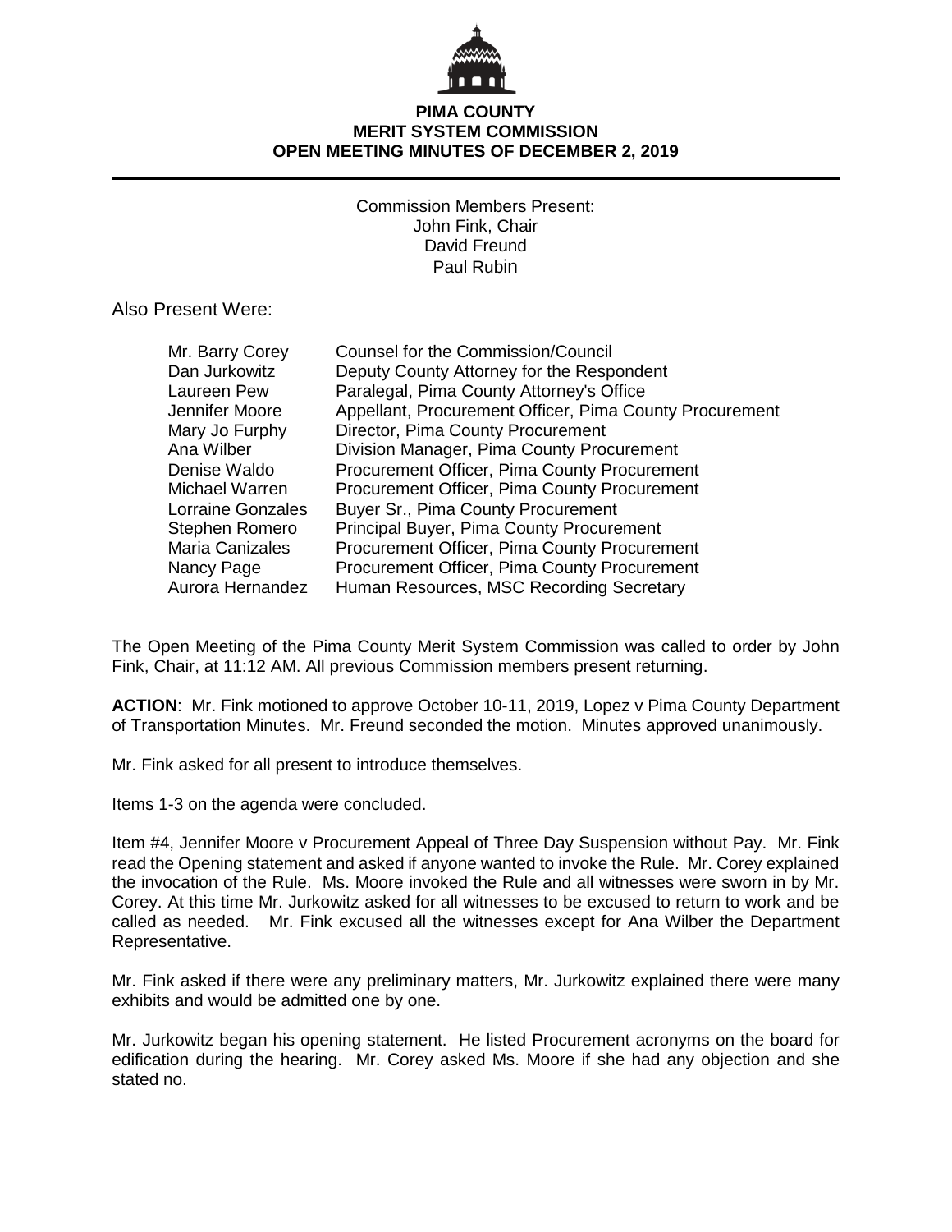# PIMA COUNTY
# MERIT SYSTEM COMMISSION
# OPEN MEETING MINUTES OF DECEMBER 2, 2019

Commission Members Present:
John Fink, Chair
David Freund
Paul Rubin

Also Present Were:

| | |
|---|---|
| Mr. Barry Corey | Counsel for the Commission/Council |
| Dan Jurkowitz | Deputy County Attorney for the Respondent |
| Laureen Pew | Paralegal, Pima County Attorney's Office |
| Jennifer Moore | Appellant, Procurement Officer, Pima County Procurement |
| Mary Jo Furphy | Director, Pima County Procurement |
| Ana Wilber | Division Manager, Pima County Procurement |
| Denise Waldo | Procurement Officer, Pima County Procurement |
| Michael Warren | Procurement Officer, Pima County Procurement |
| Lorraine Gonzales | Buyer Sr., Pima County Procurement |
| Stephen Romero | Principal Buyer, Pima County Procurement |
| Maria Canizales | Procurement Officer, Pima County Procurement |
| Nancy Page | Procurement Officer, Pima County Procurement |
| Aurora Hernandez | Human Resources, MSC Recording Secretary |

The Open Meeting of the Pima County Merit System Commission was called to order by John Fink, Chair, at 11:12 AM. All previous Commission members present returning.

**ACTION**: Mr. Fink motioned to approve October 10-11, 2019, Lopez v Pima County Department of Transportation Minutes. Mr. Freund seconded the motion. Minutes approved unanimously.

Mr. Fink asked for all present to introduce themselves.

Items 1-3 on the agenda were concluded.

Item #4, Jennifer Moore v Procurement Appeal of Three Day Suspension without Pay. Mr. Fink read the Opening statement and asked if anyone wanted to invoke the Rule. Mr. Corey explained the invocation of the Rule. Ms. Moore invoked the Rule and all witnesses were sworn in by Mr. Corey. At this time Mr. Jurkowitz asked for all witnesses to be excused to return to work and be called as needed. Mr. Fink excused all the witnesses except for Ana Wilber the Department Representative.

Mr. Fink asked if there were any preliminary matters, Mr. Jurkowitz explained there were many exhibits and would be admitted one by one.

Mr. Jurkowitz began his opening statement. He listed Procurement acronyms on the board for edification during the hearing. Mr. Corey asked Ms. Moore if she had any objection and she stated no.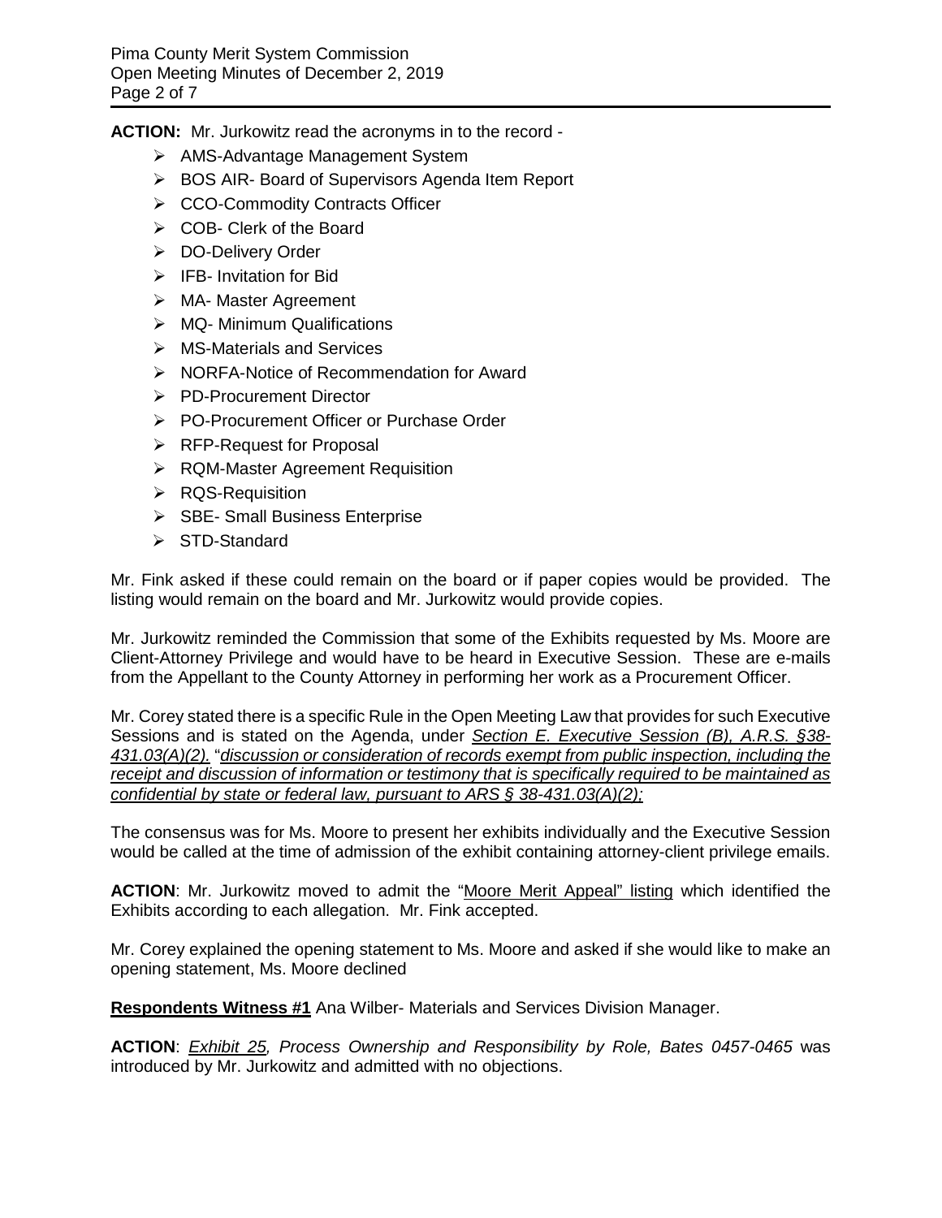**ACTION:** Mr. Jurkowitz read the acronyms in to the record -

- AMS-Advantage Management System
- BOS AIR- Board of Supervisors Agenda Item Report
- CCO-Commodity Contracts Officer
- COB- Clerk of the Board
- DO-Delivery Order
- IFB- Invitation for Bid
- MA- Master Agreement
- MQ- Minimum Qualifications
- MS-Materials and Services
- NORFA-Notice of Recommendation for Award
- PD-Procurement Director
- PO-Procurement Officer or Purchase Order
- RFP-Request for Proposal
- RQM-Master Agreement Requisition
- RQS-Requisition
- SBE- Small Business Enterprise
- STD-Standard

Mr. Fink asked if these could remain on the board or if paper copies would be provided. The listing would remain on the board and Mr. Jurkowitz would provide copies.

Mr. Jurkowitz reminded the Commission that some of the Exhibits requested by Ms. Moore are Client-Attorney Privilege and would have to be heard in Executive Session. These are e-mails from the Appellant to the County Attorney in performing her work as a Procurement Officer.

Mr. Corey stated there is a specific Rule in the Open Meeting Law that provides for such Executive Sessions and is stated on the Agenda, under *Section E. Executive Session (B), A.R.S. §38-431.03(A)(2).* "*discussion or consideration of records exempt from public inspection, including the receipt and discussion of information or testimony that is specifically required to be maintained as confidential by state or federal law, pursuant to ARS § 38-431.03(A)(2);*

The consensus was for Ms. Moore to present her exhibits individually and the Executive Session would be called at the time of admission of the exhibit containing attorney-client privilege emails.

**ACTION**: Mr. Jurkowitz moved to admit the "Moore Merit Appeal" listing which identified the Exhibits according to each allegation. Mr. Fink accepted.

Mr. Corey explained the opening statement to Ms. Moore and asked if she would like to make an opening statement, Ms. Moore declined

**Respondents Witness #1** Ana Wilber- Materials and Services Division Manager.

**ACTION**: *Exhibit 25, Process Ownership and Responsibility by Role, Bates 0457-0465* was introduced by Mr. Jurkowitz and admitted with no objections.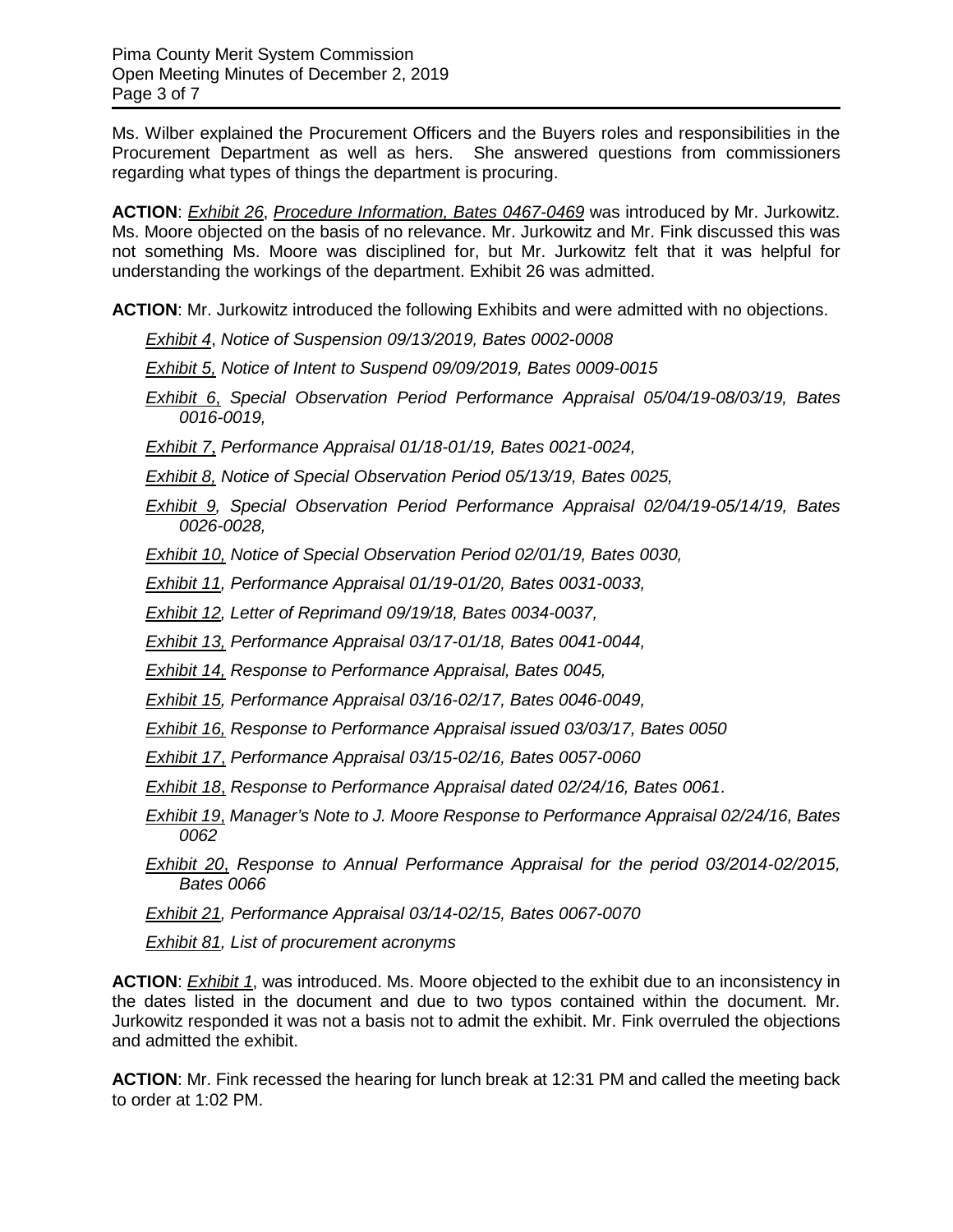Ms. Wilber explained the Procurement Officers and the Buyers roles and responsibilities in the Procurement Department as well as hers. She answered questions from commissioners regarding what types of things the department is procuring.

**ACTION**: *Exhibit 26*, *Procedure Information, Bates 0467-0469* was introduced by Mr. Jurkowitz. Ms. Moore objected on the basis of no relevance. Mr. Jurkowitz and Mr. Fink discussed this was not something Ms. Moore was disciplined for, but Mr. Jurkowitz felt that it was helpful for understanding the workings of the department. Exhibit 26 was admitted.

**ACTION**: Mr. Jurkowitz introduced the following Exhibits and were admitted with no objections.

- *Exhibit 4, Notice of Suspension 09/13/2019, Bates 0002-0008*
- *Exhibit 5, Notice of Intent to Suspend 09/09/2019, Bates 0009-0015*
- *Exhibit 6, Special Observation Period Performance Appraisal 05/04/19-08/03/19, Bates 0016-0019,*
- *Exhibit 7, Performance Appraisal 01/18-01/19, Bates 0021-0024,*
- *Exhibit 8, Notice of Special Observation Period 05/13/19, Bates 0025,*
- *Exhibit 9, Special Observation Period Performance Appraisal 02/04/19-05/14/19, Bates 0026-0028,*
- *Exhibit 10, Notice of Special Observation Period 02/01/19, Bates 0030,*
- *Exhibit 11, Performance Appraisal 01/19-01/20, Bates 0031-0033,*
- *Exhibit 12, Letter of Reprimand 09/19/18, Bates 0034-0037,*
- *Exhibit 13, Performance Appraisal 03/17-01/18, Bates 0041-0044,*
- *Exhibit 14, Response to Performance Appraisal, Bates 0045,*
- *Exhibit 15, Performance Appraisal 03/16-02/17, Bates 0046-0049,*
- *Exhibit 16, Response to Performance Appraisal issued 03/03/17, Bates 0050*
- *Exhibit 17, Performance Appraisal 03/15-02/16, Bates 0057-0060*
- *Exhibit 18, Response to Performance Appraisal dated 02/24/16, Bates 0061.*
- *Exhibit 19, Manager's Note to J. Moore Response to Performance Appraisal 02/24/16, Bates 0062*
- *Exhibit 20, Response to Annual Performance Appraisal for the period 03/2014-02/2015, Bates 0066*
- *Exhibit 21, Performance Appraisal 03/14-02/15, Bates 0067-0070*
- *Exhibit 81, List of procurement acronyms*

**ACTION**: *Exhibit 1*, was introduced. Ms. Moore objected to the exhibit due to an inconsistency in the dates listed in the document and due to two typos contained within the document. Mr. Jurkowitz responded it was not a basis not to admit the exhibit. Mr. Fink overruled the objections and admitted the exhibit.

**ACTION**: Mr. Fink recessed the hearing for lunch break at 12:31 PM and called the meeting back to order at 1:02 PM.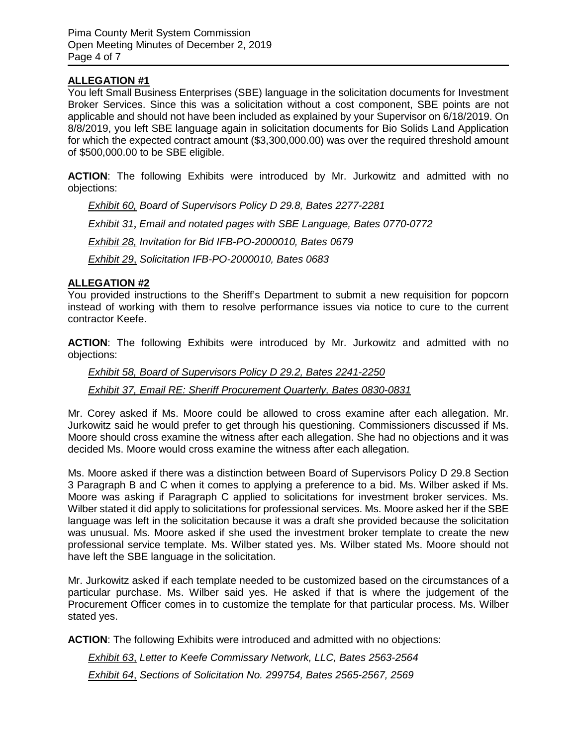## ALLEGATION #1

You left Small Business Enterprises (SBE) language in the solicitation documents for Investment Broker Services. Since this was a solicitation without a cost component, SBE points are not applicable and should not have been included as explained by your Supervisor on 6/18/2019. On 8/8/2019, you left SBE language again in solicitation documents for Bio Solids Land Application for which the expected contract amount ($3,300,000.00) was over the required threshold amount of $500,000.00 to be SBE eligible.

**ACTION**: The following Exhibits were introduced by Mr. Jurkowitz and admitted with no objections:

*Exhibit 60, Board of Supervisors Policy D 29.8, Bates 2277-2281*

*Exhibit 31, Email and notated pages with SBE Language, Bates 0770-0772*

*Exhibit 28, Invitation for Bid IFB-PO-2000010, Bates 0679*

*Exhibit 29, Solicitation IFB-PO-2000010, Bates 0683*

## ALLEGATION #2

You provided instructions to the Sheriff's Department to submit a new requisition for popcorn instead of working with them to resolve performance issues via notice to cure to the current contractor Keefe.

**ACTION**: The following Exhibits were introduced by Mr. Jurkowitz and admitted with no objections:

*Exhibit 58, Board of Supervisors Policy D 29.2, Bates 2241-2250*

*Exhibit 37, Email RE: Sheriff Procurement Quarterly, Bates 0830-0831*

Mr. Corey asked if Ms. Moore could be allowed to cross examine after each allegation. Mr. Jurkowitz said he would prefer to get through his questioning. Commissioners discussed if Ms. Moore should cross examine the witness after each allegation. She had no objections and it was decided Ms. Moore would cross examine the witness after each allegation.

Ms. Moore asked if there was a distinction between Board of Supervisors Policy D 29.8 Section 3 Paragraph B and C when it comes to applying a preference to a bid. Ms. Wilber asked if Ms. Moore was asking if Paragraph C applied to solicitations for investment broker services. Ms. Wilber stated it did apply to solicitations for professional services. Ms. Moore asked her if the SBE language was left in the solicitation because it was a draft she provided because the solicitation was unusual. Ms. Moore asked if she used the investment broker template to create the new professional service template. Ms. Wilber stated yes. Ms. Wilber stated Ms. Moore should not have left the SBE language in the solicitation.

Mr. Jurkowitz asked if each template needed to be customized based on the circumstances of a particular purchase. Ms. Wilber said yes. He asked if that is where the judgement of the Procurement Officer comes in to customize the template for that particular process. Ms. Wilber stated yes.

**ACTION**: The following Exhibits were introduced and admitted with no objections:

*Exhibit 63, Letter to Keefe Commissary Network, LLC, Bates 2563-2564*

*Exhibit 64, Sections of Solicitation No. 299754, Bates 2565-2567, 2569*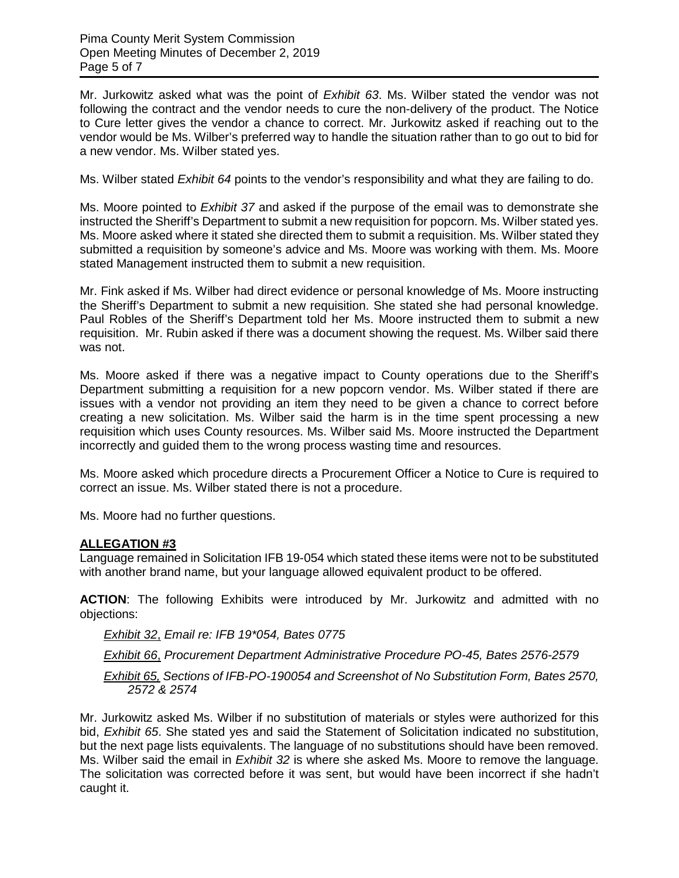Mr. Jurkowitz asked what was the point of *Exhibit 63*. Ms. Wilber stated the vendor was not following the contract and the vendor needs to cure the non-delivery of the product. The Notice to Cure letter gives the vendor a chance to correct. Mr. Jurkowitz asked if reaching out to the vendor would be Ms. Wilber's preferred way to handle the situation rather than to go out to bid for a new vendor. Ms. Wilber stated yes.

Ms. Wilber stated *Exhibit 64* points to the vendor's responsibility and what they are failing to do.

Ms. Moore pointed to *Exhibit 37* and asked if the purpose of the email was to demonstrate she instructed the Sheriff's Department to submit a new requisition for popcorn. Ms. Wilber stated yes. Ms. Moore asked where it stated she directed them to submit a requisition. Ms. Wilber stated they submitted a requisition by someone's advice and Ms. Moore was working with them. Ms. Moore stated Management instructed them to submit a new requisition.

Mr. Fink asked if Ms. Wilber had direct evidence or personal knowledge of Ms. Moore instructing the Sheriff's Department to submit a new requisition. She stated she had personal knowledge. Paul Robles of the Sheriff's Department told her Ms. Moore instructed them to submit a new requisition. Mr. Rubin asked if there was a document showing the request. Ms. Wilber said there was not.

Ms. Moore asked if there was a negative impact to County operations due to the Sheriff's Department submitting a requisition for a new popcorn vendor. Ms. Wilber stated if there are issues with a vendor not providing an item they need to be given a chance to correct before creating a new solicitation. Ms. Wilber said the harm is in the time spent processing a new requisition which uses County resources. Ms. Wilber said Ms. Moore instructed the Department incorrectly and guided them to the wrong process wasting time and resources.

Ms. Moore asked which procedure directs a Procurement Officer a Notice to Cure is required to correct an issue. Ms. Wilber stated there is not a procedure.

Ms. Moore had no further questions.

**ALLEGATION #3**

Language remained in Solicitation IFB 19-054 which stated these items were not to be substituted with another brand name, but your language allowed equivalent product to be offered.

**ACTION**: The following Exhibits were introduced by Mr. Jurkowitz and admitted with no objections:

*Exhibit 32, Email re: IFB 19*054, Bates 0775*

*Exhibit 66, Procurement Department Administrative Procedure PO-45, Bates 2576-2579*

*Exhibit 65, Sections of IFB-PO-190054 and Screenshot of No Substitution Form, Bates 2570, 2572 & 2574*

Mr. Jurkowitz asked Ms. Wilber if no substitution of materials or styles were authorized for this bid, *Exhibit 65*. She stated yes and said the Statement of Solicitation indicated no substitution, but the next page lists equivalents. The language of no substitutions should have been removed. Ms. Wilber said the email in *Exhibit 32* is where she asked Ms. Moore to remove the language. The solicitation was corrected before it was sent, but would have been incorrect if she hadn't caught it.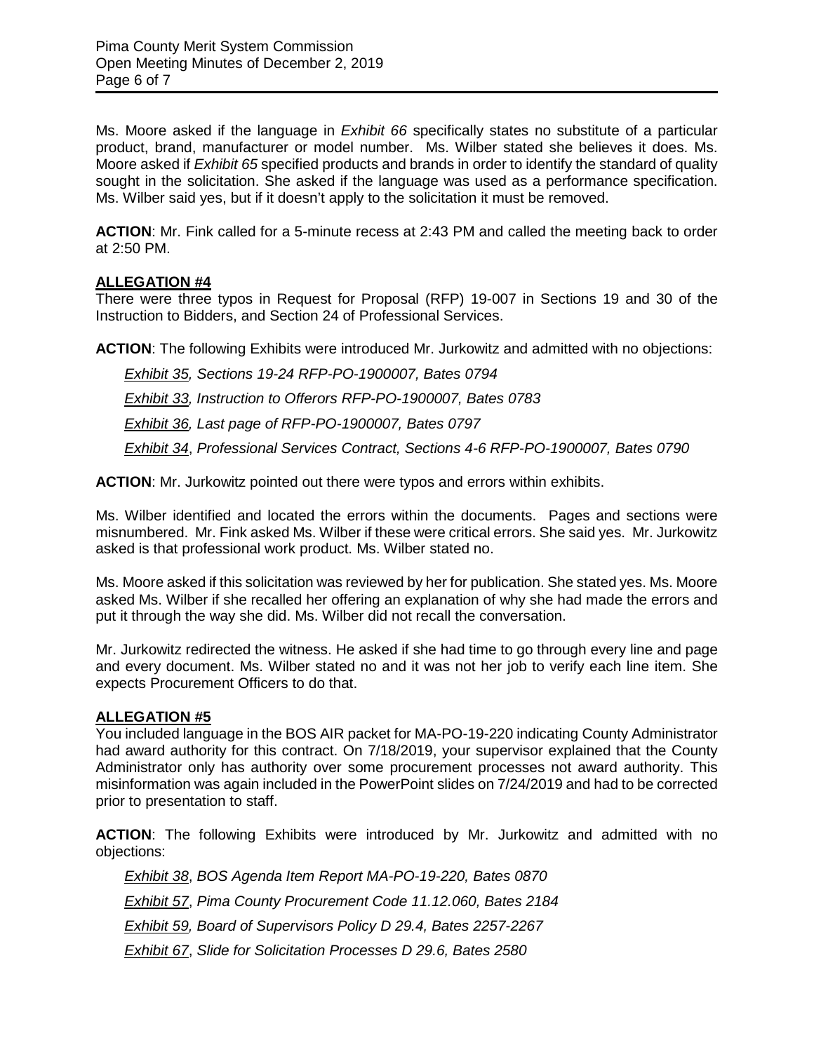Ms. Moore asked if the language in *Exhibit 66* specifically states no substitute of a particular product, brand, manufacturer or model number. Ms. Wilber stated she believes it does. Ms. Moore asked if *Exhibit 65* specified products and brands in order to identify the standard of quality sought in the solicitation. She asked if the language was used as a performance specification. Ms. Wilber said yes, but if it doesn't apply to the solicitation it must be removed.

**ACTION**: Mr. Fink called for a 5-minute recess at 2:43 PM and called the meeting back to order at 2:50 PM.

**ALLEGATION #4**

There were three typos in Request for Proposal (RFP) 19-007 in Sections 19 and 30 of the Instruction to Bidders, and Section 24 of Professional Services.

**ACTION**: The following Exhibits were introduced Mr. Jurkowitz and admitted with no objections:

*Exhibit 35, Sections 19-24 RFP-PO-1900007, Bates 0794*

*Exhibit 33, Instruction to Offerors RFP-PO-1900007, Bates 0783*

*Exhibit 36, Last page of RFP-PO-1900007, Bates 0797*

*Exhibit 34, Professional Services Contract, Sections 4-6 RFP-PO-1900007, Bates 0790*

**ACTION**: Mr. Jurkowitz pointed out there were typos and errors within exhibits.

Ms. Wilber identified and located the errors within the documents. Pages and sections were misnumbered. Mr. Fink asked Ms. Wilber if these were critical errors. She said yes. Mr. Jurkowitz asked is that professional work product. Ms. Wilber stated no.

Ms. Moore asked if this solicitation was reviewed by her for publication. She stated yes. Ms. Moore asked Ms. Wilber if she recalled her offering an explanation of why she had made the errors and put it through the way she did. Ms. Wilber did not recall the conversation.

Mr. Jurkowitz redirected the witness. He asked if she had time to go through every line and page and every document. Ms. Wilber stated no and it was not her job to verify each line item. She expects Procurement Officers to do that.

**ALLEGATION #5**

You included language in the BOS AIR packet for MA-PO-19-220 indicating County Administrator had award authority for this contract. On 7/18/2019, your supervisor explained that the County Administrator only has authority over some procurement processes not award authority. This misinformation was again included in the PowerPoint slides on 7/24/2019 and had to be corrected prior to presentation to staff.

**ACTION**: The following Exhibits were introduced by Mr. Jurkowitz and admitted with no objections:

*Exhibit 38, BOS Agenda Item Report MA-PO-19-220, Bates 0870*

*Exhibit 57, Pima County Procurement Code 11.12.060, Bates 2184*

*Exhibit 59, Board of Supervisors Policy D 29.4, Bates 2257-2267*

*Exhibit 67, Slide for Solicitation Processes D 29.6, Bates 2580*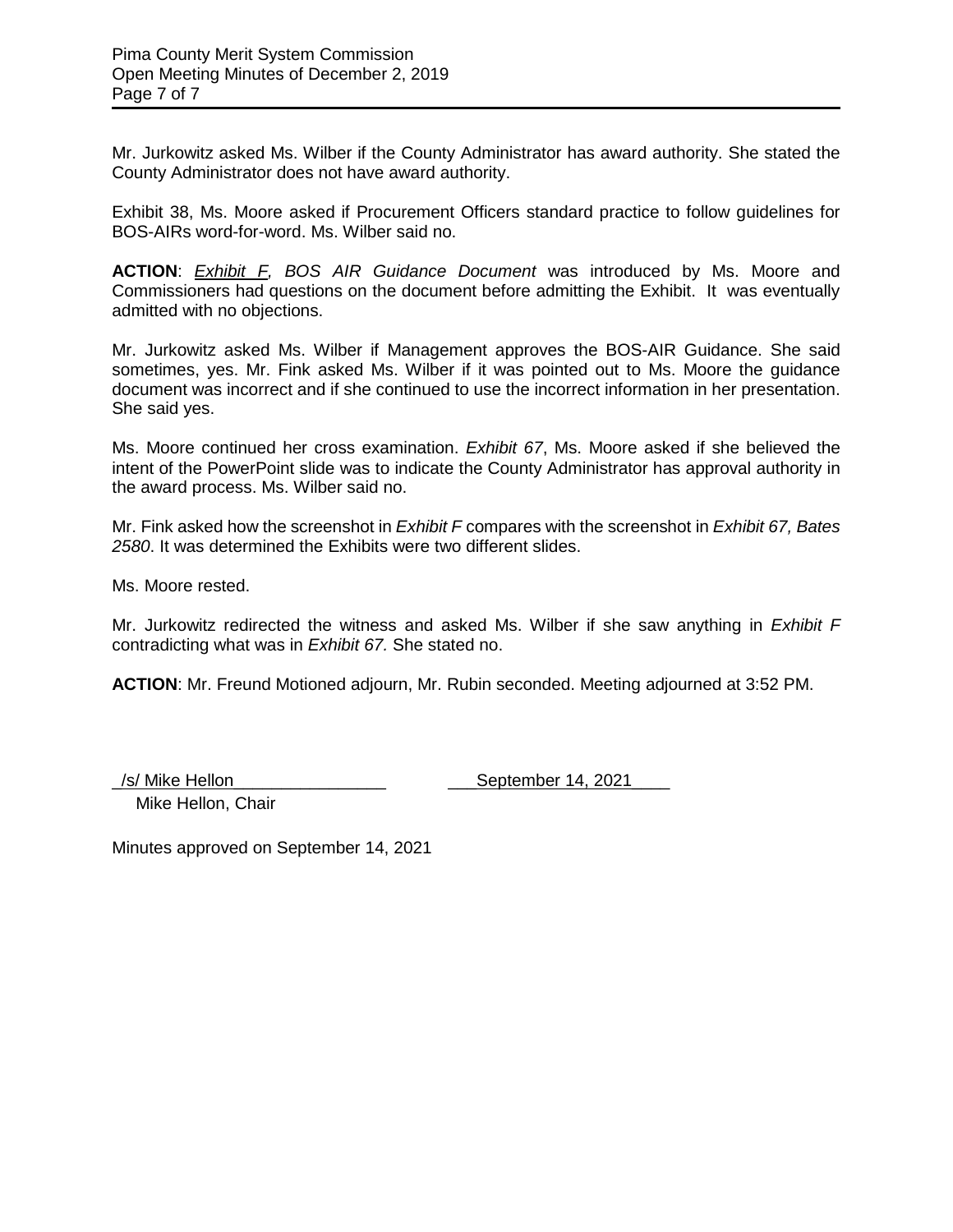Mr. Jurkowitz asked Ms. Wilber if the County Administrator has award authority. She stated the County Administrator does not have award authority.

Exhibit 38, Ms. Moore asked if Procurement Officers standard practice to follow guidelines for BOS-AIRs word-for-word. Ms. Wilber said no.

**ACTION**: *Exhibit F, BOS AIR Guidance Document* was introduced by Ms. Moore and Commissioners had questions on the document before admitting the Exhibit. It was eventually admitted with no objections.

Mr. Jurkowitz asked Ms. Wilber if Management approves the BOS-AIR Guidance. She said sometimes, yes. Mr. Fink asked Ms. Wilber if it was pointed out to Ms. Moore the guidance document was incorrect and if she continued to use the incorrect information in her presentation. She said yes.

Ms. Moore continued her cross examination. *Exhibit 67*, Ms. Moore asked if she believed the intent of the PowerPoint slide was to indicate the County Administrator has approval authority in the award process. Ms. Wilber said no.

Mr. Fink asked how the screenshot in *Exhibit F* compares with the screenshot in *Exhibit 67, Bates 2580*. It was determined the Exhibits were two different slides.

Ms. Moore rested.

Mr. Jurkowitz redirected the witness and asked Ms. Wilber if she saw anything in *Exhibit F* contradicting what was in *Exhibit 67.* She stated no.

**ACTION**: Mr. Freund Motioned adjourn, Mr. Rubin seconded. Meeting adjourned at 3:52 PM.

/s/ Mike Hellon September 14, 2021

Mike Hellon, Chair

Minutes approved on September 14, 2021